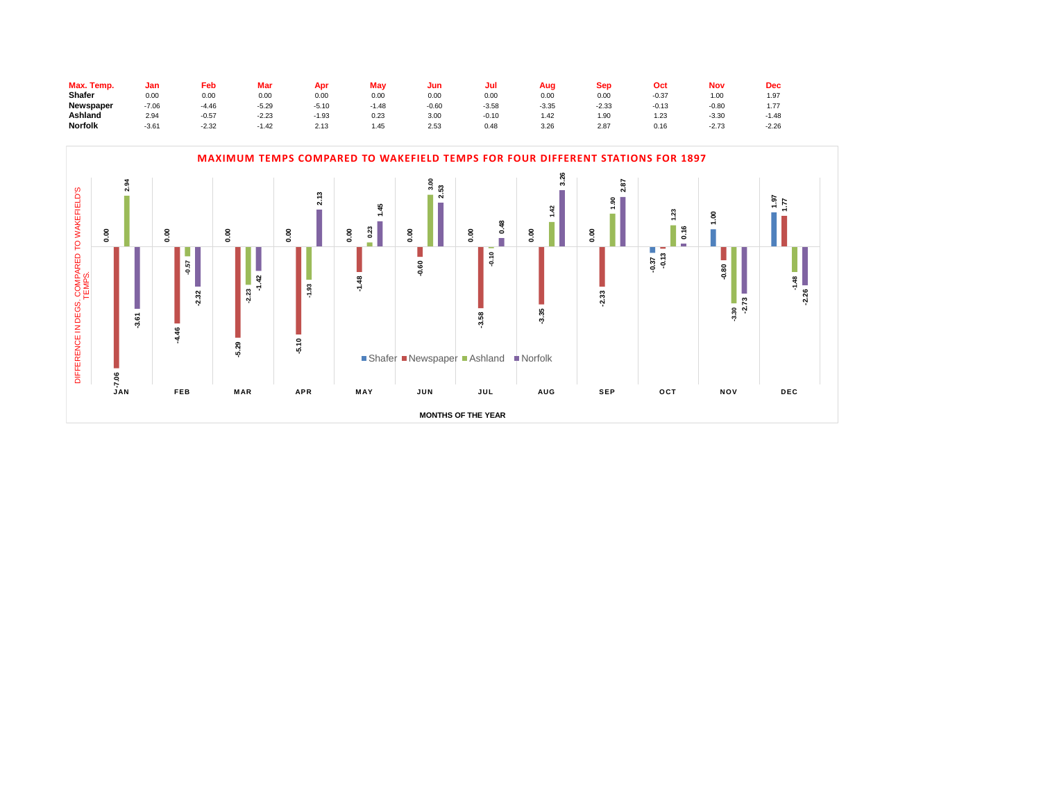| Max. Temp. | Jan | Feb | Mar | Apr | May | Jun | Jul | Aug | Sep | Oct | Nov | Dec |
|---|---|---|---|---|---|---|---|---|---|---|---|---|
| Shafer | 0.00 | 0.00 | 0.00 | 0.00 | 0.00 | 0.00 | 0.00 | 0.00 | 0.00 | -0.37 | 1.00 | 1.97 |
| Newspaper | -7.06 | -4.46 | -5.29 | -5.10 | -1.48 | -0.60 | -3.58 | -3.35 | -2.33 | -0.13 | -0.80 | 1.77 |
| Ashland | 2.94 | -0.57 | -2.23 | -1.93 | 0.23 | 3.00 | -0.10 | 1.42 | 1.90 | 1.23 | -3.30 | -1.48 |
| Norfolk | -3.61 | -2.32 | -1.42 | 2.13 | 1.45 | 2.53 | 0.48 | 3.26 | 2.87 | 0.16 | -2.73 | -2.26 |

**MAXIMUM TEMPS COMPARED TO WAKEFIELD TEMPS FOR FOUR DIFFERENT STATIONS FOR 1897**

Y-axis: DIFFERENCE IN DEGS. COMPARED TO WAKEFIELD'S TEMPS.

X-axis: MONTHS OF THE YEAR (JAN, FEB, MAR, APR, MAY, JUN, JUL, AUG, SEP, OCT, NOV, DEC)

Legend: Shafer, Newspaper, Ashland, Norfolk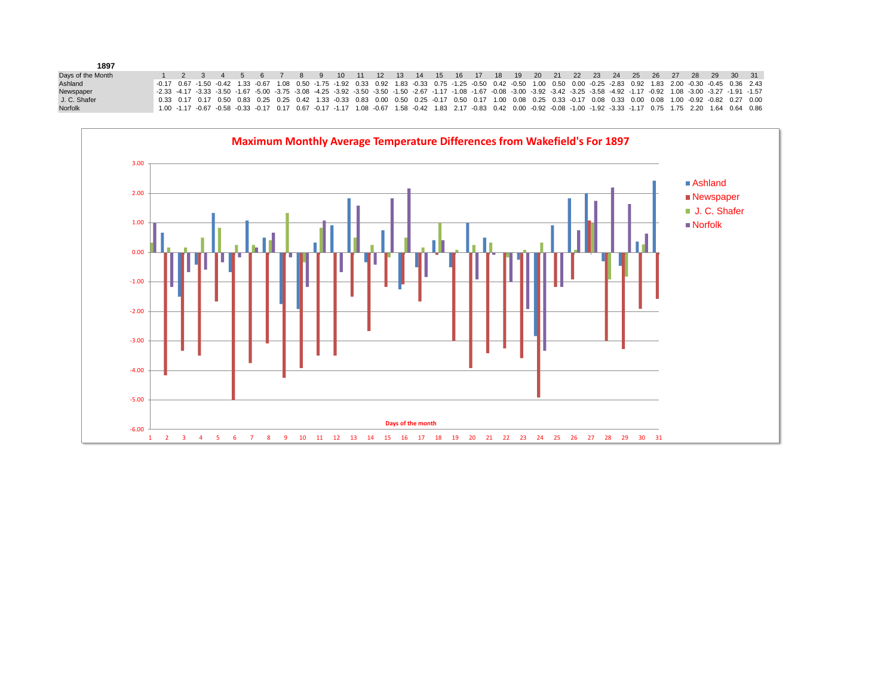**1897**

| Days of the Month | 1 | 2 | 3 | 4 | 5 | 6 | 7 | 8 | 9 | 10 | 11 | 12 | 13 | 14 | 15 | 16 | 17 | 18 | 19 | 20 | 21 | 22 | 23 | 24 | 25 | 26 | 27 | 28 | 29 | 30 | 31 |
|---|---|---|---|---|---|---|---|---|---|---|---|---|---|---|---|---|---|---|---|---|---|---|---|---|---|---|---|---|---|---|---|
| Ashland | -0.17 | 0.67 | -1.50 | -0.42 | 1.33 | -0.67 | 1.08 | 0.50 | -1.75 | -1.92 | 0.33 | 0.92 | 1.83 | -0.33 | 0.75 | -1.25 | -0.50 | 0.42 | -0.50 | 1.00 | 0.50 | 0.00 | -0.25 | -2.83 | 0.92 | 1.83 | 2.00 | -0.30 | -0.45 | 0.36 | 2.43 |
| Newspaper | -2.33 | -4.17 | -3.33 | -3.50 | -1.67 | -5.00 | -3.75 | -3.08 | -4.25 | -3.92 | -3.50 | -3.50 | -1.50 | -2.67 | -1.17 | -1.08 | -1.67 | -0.08 | -3.00 | -3.92 | -3.42 | -3.25 | -3.58 | -4.92 | -1.17 | -0.92 | 1.08 | -3.00 | -3.27 | -1.91 | -1.57 |
| J. C. Shafer | 0.33 | 0.17 | 0.17 | 0.50 | 0.83 | 0.25 | 0.25 | 0.42 | 1.33 | -0.33 | 0.83 | 0.00 | 0.50 | 0.25 | -0.17 | 0.50 | 0.17 | 1.00 | 0.08 | 0.25 | 0.33 | -0.17 | 0.08 | 0.33 | 0.00 | 0.08 | 1.00 | -0.92 | -0.82 | 0.27 | 0.00 |
| Norfolk | 1.00 | -1.17 | -0.67 | -0.58 | -0.33 | -0.17 | 0.17 | 0.67 | -0.17 | -1.17 | 1.08 | -0.67 | 1.58 | -0.42 | 1.83 | 2.17 | -0.83 | 0.42 | 0.00 | -0.92 | -0.08 | -1.00 | -1.92 | -3.33 | -1.17 | 0.75 | 1.75 | 2.20 | 1.64 | 0.64 | 0.86 |

**Maximum Monthly Average Temperature Differences from Wakefield's For 1897**

Legend: Ashland, Newspaper, J. C. Shafer, Norfolk

Y-axis: 3.00 to -6.00

X-axis: Days of the month (1–31)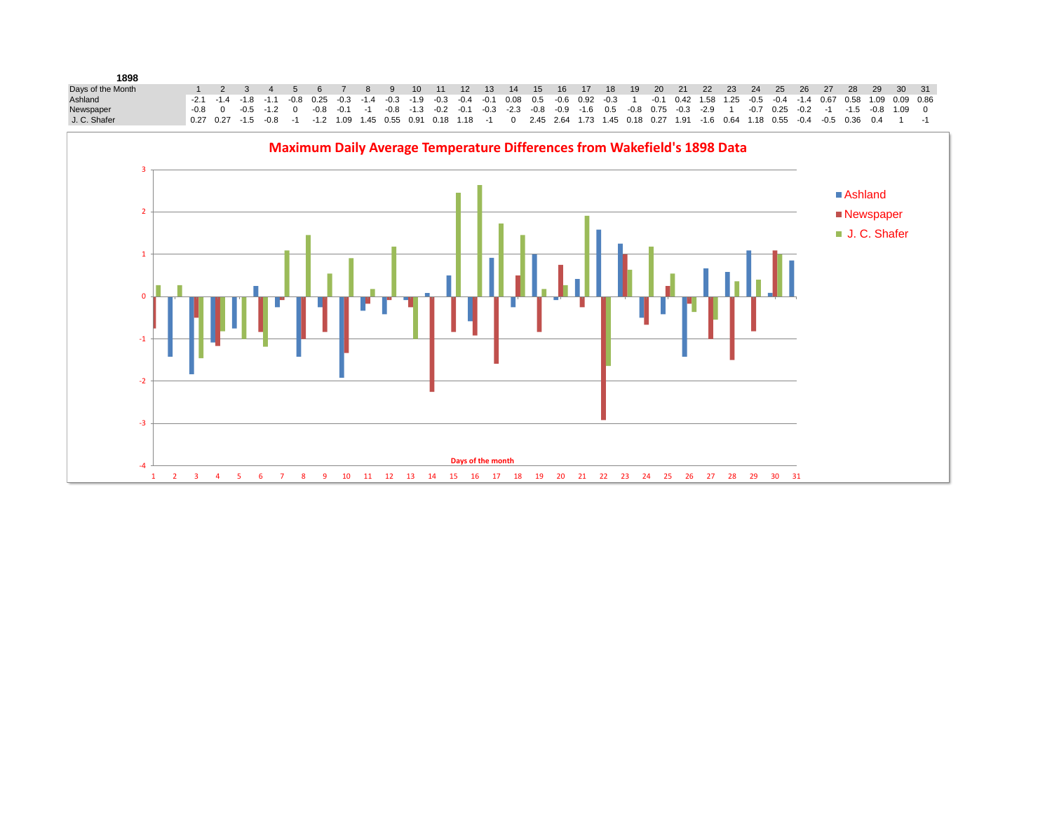**1898**

| Days of the Month | 1 | 2 | 3 | 4 | 5 | 6 | 7 | 8 | 9 | 10 | 11 | 12 | 13 | 14 | 15 | 16 | 17 | 18 | 19 | 20 | 21 | 22 | 23 | 24 | 25 | 26 | 27 | 28 | 29 | 30 | 31 |
|---|---|---|---|---|---|---|---|---|---|---|---|---|---|---|---|---|---|---|---|---|---|---|---|---|---|---|---|---|---|---|---|
| Ashland | -2.1 | -1.4 | -1.8 | -1.1 | -0.8 | 0.25 | -0.3 | -1.4 | -0.3 | -1.9 | -0.3 | -0.4 | -0.1 | 0.08 | 0.5 | -0.6 | 0.92 | -0.3 | 1 | -0.1 | 0.42 | 1.58 | 1.25 | -0.5 | -0.4 | -1.4 | 0.67 | 0.58 | 1.09 | 0.09 | 0.86 |
| Newspaper | -0.8 | 0 | -0.5 | -1.2 | 0 | -0.8 | -0.1 | -1 | -0.8 | -1.3 | -0.2 | -0.1 | -0.3 | -2.3 | -0.8 | -0.9 | -1.6 | 0.5 | -0.8 | 0.75 | -0.3 | -2.9 | 1 | -0.7 | 0.25 | -0.2 | -1 | -1.5 | -0.8 | 1.09 | 0 |
| J. C. Shafer | 0.27 | 0.27 | -1.5 | -0.8 | -1 | -1.2 | 1.09 | 1.45 | 0.55 | 0.91 | 0.18 | 1.18 | -1 | 0 | 2.45 | 2.64 | 1.73 | 1.45 | 0.18 | 0.27 | 1.91 | -1.6 | 0.64 | 1.18 | 0.55 | -0.4 | -0.5 | 0.36 | 0.4 | 1 | -1 |

**Maximum Daily Average Temperature Differences from Wakefield's 1898 Data**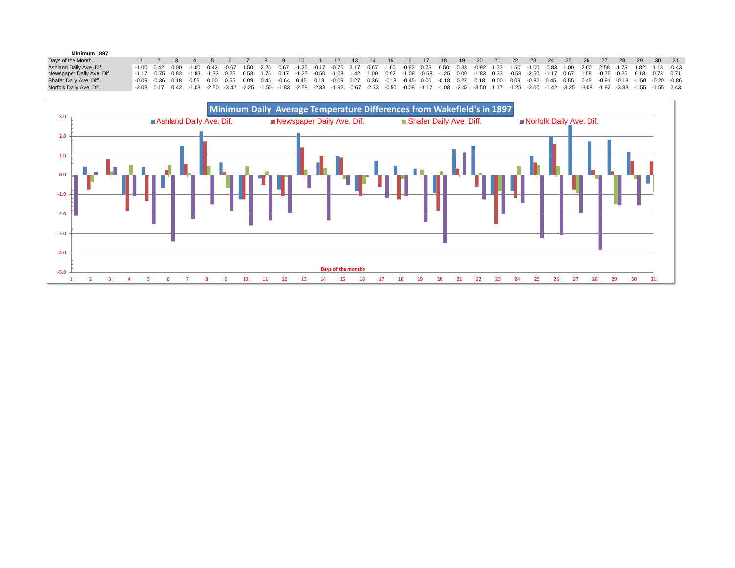**Minimum 1897**

| Days of the Month | 1 | 2 | 3 | 4 | 5 | 6 | 7 | 8 | 9 | 10 | 11 | 12 | 13 | 14 | 15 | 16 | 17 | 18 | 19 | 20 | 21 | 22 | 23 | 24 | 25 | 26 | 27 | 28 | 29 | 30 | 31 |
|---|---|---|---|---|---|---|---|---|---|---|---|---|---|---|---|---|---|---|---|---|---|---|---|---|---|---|---|---|---|---|---|
| Ashland Daily Ave. Dif. | -1.00 | 0.42 | 0.00 | -1.00 | 0.42 | -0.67 | 1.50 | 2.25 | 0.67 | -1.25 | -0.17 | -0.75 | 2.17 | 0.67 | 1.00 | -0.83 | 0.75 | 0.50 | 0.33 | -0.92 | 1.33 | 1.50 | -1.00 | -0.83 | 1.00 | 2.00 | 2.58 | 1.75 | 1.82 | 1.18 | -0.43 |
| Newspaper Daily Ave. Dif. | -1.17 | -0.75 | 0.83 | -1.83 | -1.33 | 0.25 | 0.58 | 1.75 | 0.17 | -1.25 | -0.50 | -1.08 | 1.42 | 1.00 | 0.92 | -1.08 | -0.58 | -1.25 | 0.00 | -1.83 | 0.33 | -0.58 | -2.50 | -1.17 | 0.67 | 1.58 | -0.75 | 0.25 | 0.18 | 0.73 | 0.71 |
| Shafer Daily Ave. Diff. | -0.09 | -0.36 | 0.18 | 0.55 | 0.00 | 0.55 | 0.09 | 0.45 | -0.64 | 0.45 | 0.18 | -0.09 | 0.27 | 0.36 | -0.18 | -0.45 | 0.00 | -0.18 | 0.27 | 0.18 | 0.00 | 0.09 | -0.82 | 0.45 | 0.55 | 0.45 | -0.91 | -0.18 | -1.50 | -0.20 | -0.86 |
| Norfolk Daily Ave. Dif. | -2.08 | 0.17 | 0.42 | -1.08 | -2.50 | -3.42 | -2.25 | -1.50 | -1.83 | -2.58 | -2.33 | -1.92 | -0.67 | -2.33 | -0.50 | -0.08 | -1.17 | -1.08 | -2.42 | -3.50 | 1.17 | -1.25 | -2.00 | -1.42 | -3.25 | -3.08 | -1.92 | -3.83 | -1.55 | -1.55 | 2.43 |

**Minimum Daily Average Temperature Differences from Wakefield's in 1897**

Legend: Ashland Daily Ave. Dif. | Newspaper Daily Ave. Dif. | Shafer Daily Ave. Diff. | Norfolk Daily Ave. Dif.

Days of the months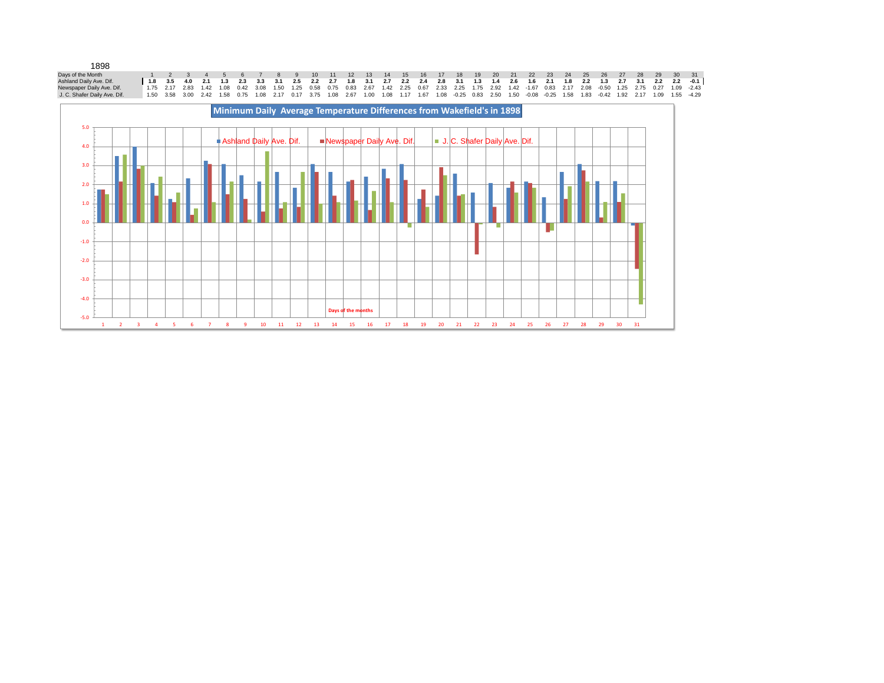1898

| Days of the Month | 1 | 2 | 3 | 4 | 5 | 6 | 7 | 8 | 9 | 10 | 11 | 12 | 13 | 14 | 15 | 16 | 17 | 18 | 19 | 20 | 21 | 22 | 23 | 24 | 25 | 26 | 27 | 28 | 29 | 30 | 31 |
|---|---|---|---|---|---|---|---|---|---|---|---|---|---|---|---|---|---|---|---|---|---|---|---|---|---|---|---|---|---|---|---|
| Ashland Daily Ave. Dif. | **1.8** | **3.5** | **4.0** | **2.1** | **1.3** | **2.3** | **3.3** | **3.1** | **2.5** | **2.2** | **2.7** | **1.8** | **3.1** | **2.7** | **2.2** | **2.4** | **2.8** | **3.1** | **1.3** | **1.4** | **2.6** | **1.6** | **2.1** | **1.8** | **2.2** | **1.3** | **2.7** | **3.1** | **2.2** | **2.2** | **-0.1** |
| Newspaper Daily Ave. Dif. | 1.75 | 2.17 | 2.83 | 1.42 | 1.08 | 0.42 | 3.08 | 1.50 | 1.25 | 0.58 | 0.75 | 0.83 | 2.67 | 1.42 | 2.25 | 0.67 | 2.33 | 2.25 | 1.75 | 2.92 | 1.42 | -1.67 | 0.83 | 2.17 | 2.08 | -0.50 | 1.25 | 2.75 | 0.27 | 1.09 | -2.43 |
| J. C. Shafer Daily Ave. Dif. | 1.50 | 3.58 | 3.00 | 2.42 | 1.58 | 0.75 | 1.08 | 2.17 | 0.17 | 3.75 | 1.08 | 2.67 | 1.00 | 1.08 | 1.17 | 1.67 | 1.08 | -0.25 | 0.83 | 2.50 | 1.50 | -0.08 | -0.25 | 1.58 | 1.83 | -0.42 | 1.92 | 2.17 | 1.09 | 1.55 | -4.29 |

**Minimum Daily Average Temperature Differences from Wakefield's in 1898**

Ashland Daily Ave. Dif. | Newspaper Daily Ave. Dif. | J. C. Shafer Daily Ave. Dif.

Days of the months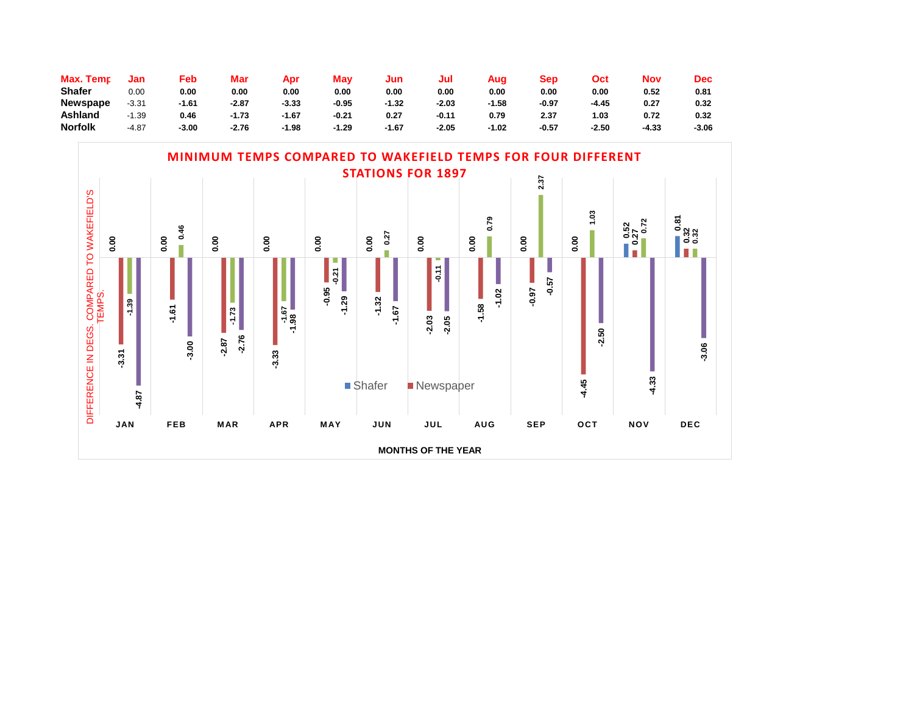| Max. Temp | Jan | Feb | Mar | Apr | May | Jun | Jul | Aug | Sep | Oct | Nov | Dec |
|---|---|---|---|---|---|---|---|---|---|---|---|---|
| Shafer | 0.00 | 0.00 | 0.00 | 0.00 | 0.00 | 0.00 | 0.00 | 0.00 | 0.00 | 0.00 | 0.52 | 0.81 |
| Newspape | -3.31 | -1.61 | -2.87 | -3.33 | -0.95 | -1.32 | -2.03 | -1.58 | -0.97 | -4.45 | 0.27 | 0.32 |
| Ashland | -1.39 | 0.46 | -1.73 | -1.67 | -0.21 | 0.27 | -0.11 | 0.79 | 2.37 | 1.03 | 0.72 | 0.32 |
| Norfolk | -4.87 | -3.00 | -2.76 | -1.98 | -1.29 | -1.67 | -2.05 | -1.02 | -0.57 | -2.50 | -4.33 | -3.06 |

**MINIMUM TEMPS COMPARED TO WAKEFIELD TEMPS FOR FOUR DIFFERENT STATIONS FOR 1897**

DIFFERENCE IN DEGS. COMPARED TO WAKEFIELD'S TEMPS.

| | JAN | FEB | MAR | APR | MAY | JUN | JUL | AUG | SEP | OCT | NOV | DEC |
|---|---|---|---|---|---|---|---|---|---|---|---|---|
| Shafer | 0.00 | 0.00 | 0.00 | 0.00 | 0.00 | 0.00 | 0.00 | 0.00 | 0.00 | 0.00 | 0.52 | 0.81 |
| Newspaper | -3.31 | -1.61 | -2.87 | -3.33 | -0.95 | -1.32 | -2.03 | -1.58 | -0.97 | -4.45 | 0.27 | 0.32 |
| Ashland | -1.39 | 0.46 | -1.73 | -1.67 | -0.21 | 0.27 | -0.11 | 0.79 | 2.37 | 1.03 | 0.72 | 0.32 |
| Norfolk | -4.87 | -3.00 | -2.76 | -1.98 | -1.29 | -1.67 | -2.05 | -1.02 | -0.57 | -2.50 | -4.33 | -3.06 |

Shafer  Newspaper

MONTHS OF THE YEAR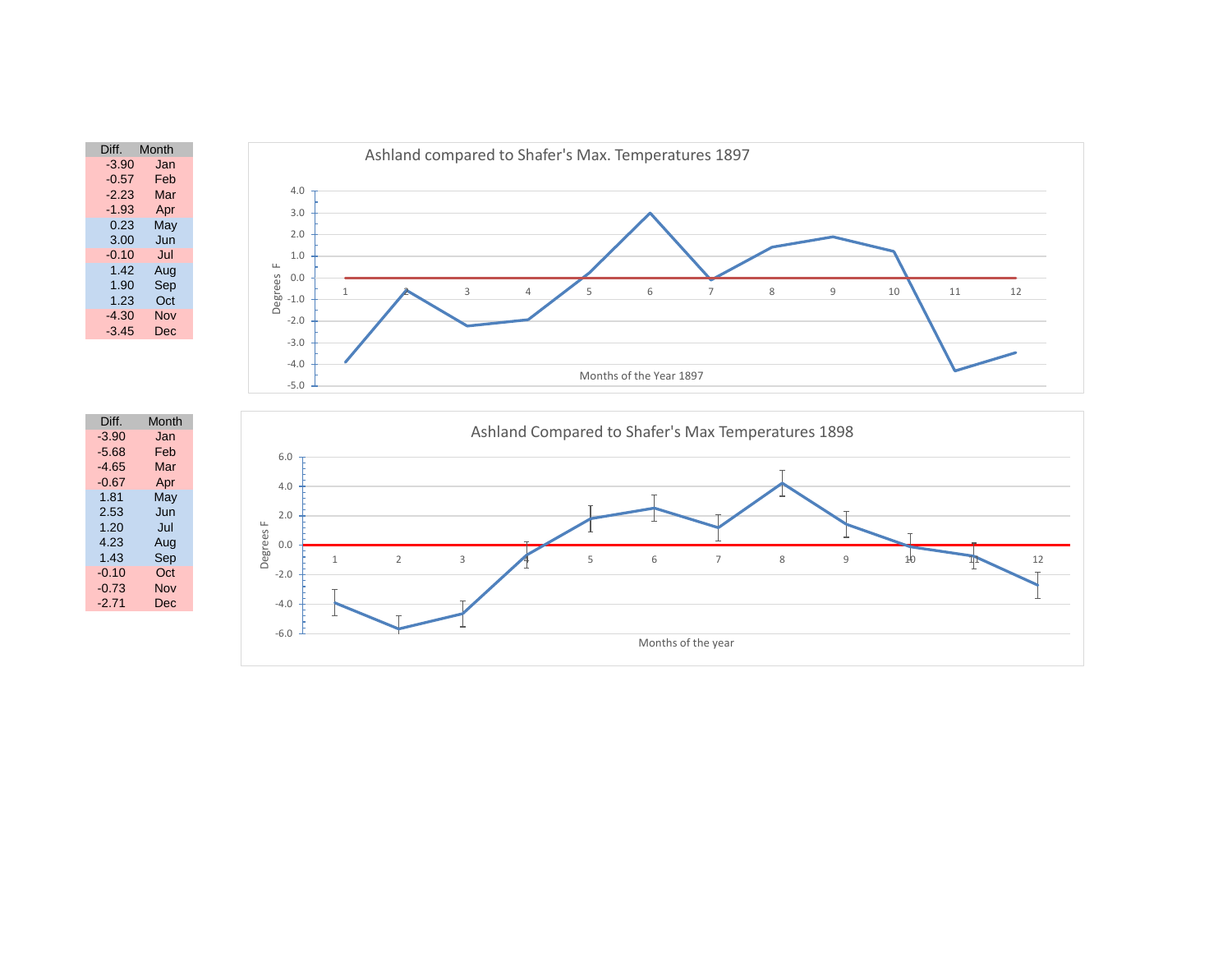| Diff. | Month |
|---|---|
| -3.90 | Jan |
| -0.57 | Feb |
| -2.23 | Mar |
| -1.93 | Apr |
| 0.23 | May |
| 3.00 | Jun |
| -0.10 | Jul |
| 1.42 | Aug |
| 1.90 | Sep |
| 1.23 | Oct |
| -4.30 | Nov |
| -3.45 | Dec |

Ashland compared to Shafer's Max. Temperatures 1897

| Diff. | Month |
|---|---|
| -3.90 | Jan |
| -5.68 | Feb |
| -4.65 | Mar |
| -0.67 | Apr |
| 1.81 | May |
| 2.53 | Jun |
| 1.20 | Jul |
| 4.23 | Aug |
| 1.43 | Sep |
| -0.10 | Oct |
| -0.73 | Nov |
| -2.71 | Dec |

Ashland Compared to Shafer's Max Temperatures 1898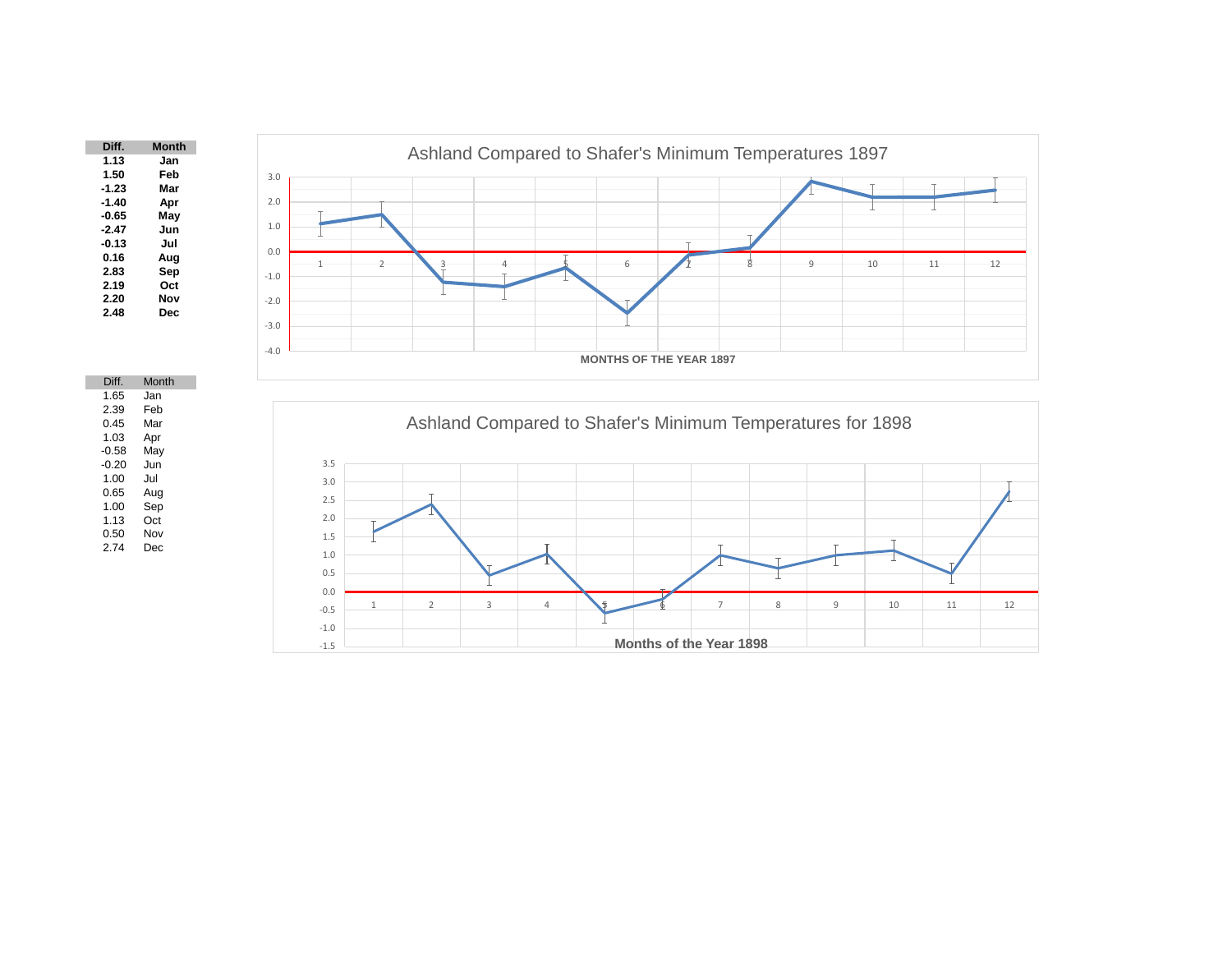| Diff. | Month |
|---|---|
| **1.13** | **Jan** |
| **1.50** | **Feb** |
| **-1.23** | **Mar** |
| **-1.40** | **Apr** |
| **-0.65** | **May** |
| **-2.47** | **Jun** |
| **-0.13** | **Jul** |
| **0.16** | **Aug** |
| **2.83** | **Sep** |
| **2.19** | **Oct** |
| **2.20** | **Nov** |
| **2.48** | **Dec** |

Ashland Compared to Shafer's Minimum Temperatures 1897

3.0
2.0
1.0
0.0
-1.0
-2.0
-3.0
-4.0

1 2 3 4 5 6 7 8 9 10 11 12

MONTHS OF THE YEAR 1897

| Diff. | Month |
|---|---|
| 1.65 | Jan |
| 2.39 | Feb |
| 0.45 | Mar |
| 1.03 | Apr |
| -0.58 | May |
| -0.20 | Jun |
| 1.00 | Jul |
| 0.65 | Aug |
| 1.00 | Sep |
| 1.13 | Oct |
| 0.50 | Nov |
| 2.74 | Dec |

Ashland Compared to Shafer's Minimum Temperatures for 1898

3.5
3.0
2.5
2.0
1.5
1.0
0.5
0.0
-0.5
-1.0
-1.5

1 2 3 4 5 6 7 8 9 10 11 12

Months of the Year 1898